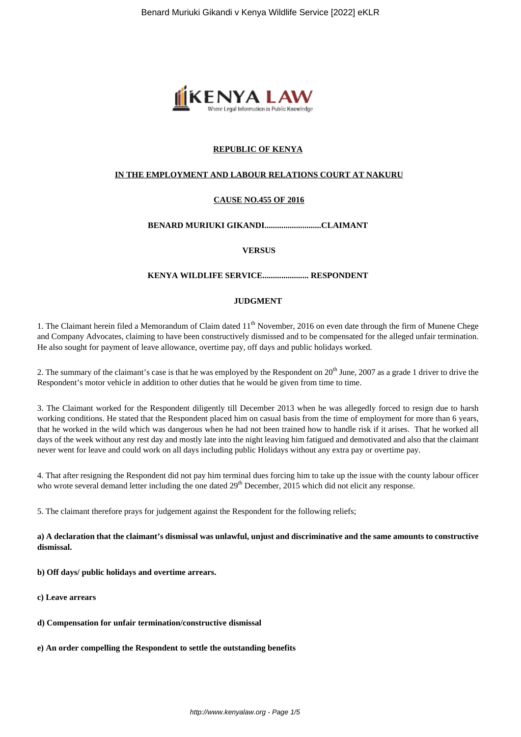**REPUBLIC OF KENYA**

**IN THE EMPLOYMENT AND LABOUR RELATIONS COURT AT NAKURU**

**CAUSE NO.455 OF 2016**

**BENARD MURIUKI GIKANDI...........................CLAIMANT**

**VERSUS**

**KENYA WILDLIFE SERVICE...................... RESPONDENT**

**JUDGMENT**

1. The Claimant herein filed a Memorandum of Claim dated 11th November, 2016 on even date through the firm of Munene Chege and Company Advocates, claiming to have been constructively dismissed and to be compensated for the alleged unfair termination. He also sought for payment of leave allowance, overtime pay, off days and public holidays worked.

2. The summary of the claimant's case is that he was employed by the Respondent on 20th June, 2007 as a grade 1 driver to drive the Respondent's motor vehicle in addition to other duties that he would be given from time to time.

3. The Claimant worked for the Respondent diligently till December 2013 when he was allegedly forced to resign due to harsh working conditions. He stated that the Respondent placed him on casual basis from the time of employment for more than 6 years, that he worked in the wild which was dangerous when he had not been trained how to handle risk if it arises. That he worked all days of the week without any rest day and mostly late into the night leaving him fatigued and demotivated and also that the claimant never went for leave and could work on all days including public Holidays without any extra pay or overtime pay.

4. That after resigning the Respondent did not pay him terminal dues forcing him to take up the issue with the county labour officer who wrote several demand letter including the one dated 29th December, 2015 which did not elicit any response.

5. The claimant therefore prays for judgement against the Respondent for the following reliefs;

**a) A declaration that the claimant's dismissal was unlawful, unjust and discriminative and the same amounts to constructive dismissal.**

**b) Off days/ public holidays and overtime arrears.**

**c) Leave arrears**

**d) Compensation for unfair termination/constructive dismissal**

**e) An order compelling the Respondent to settle the outstanding benefits**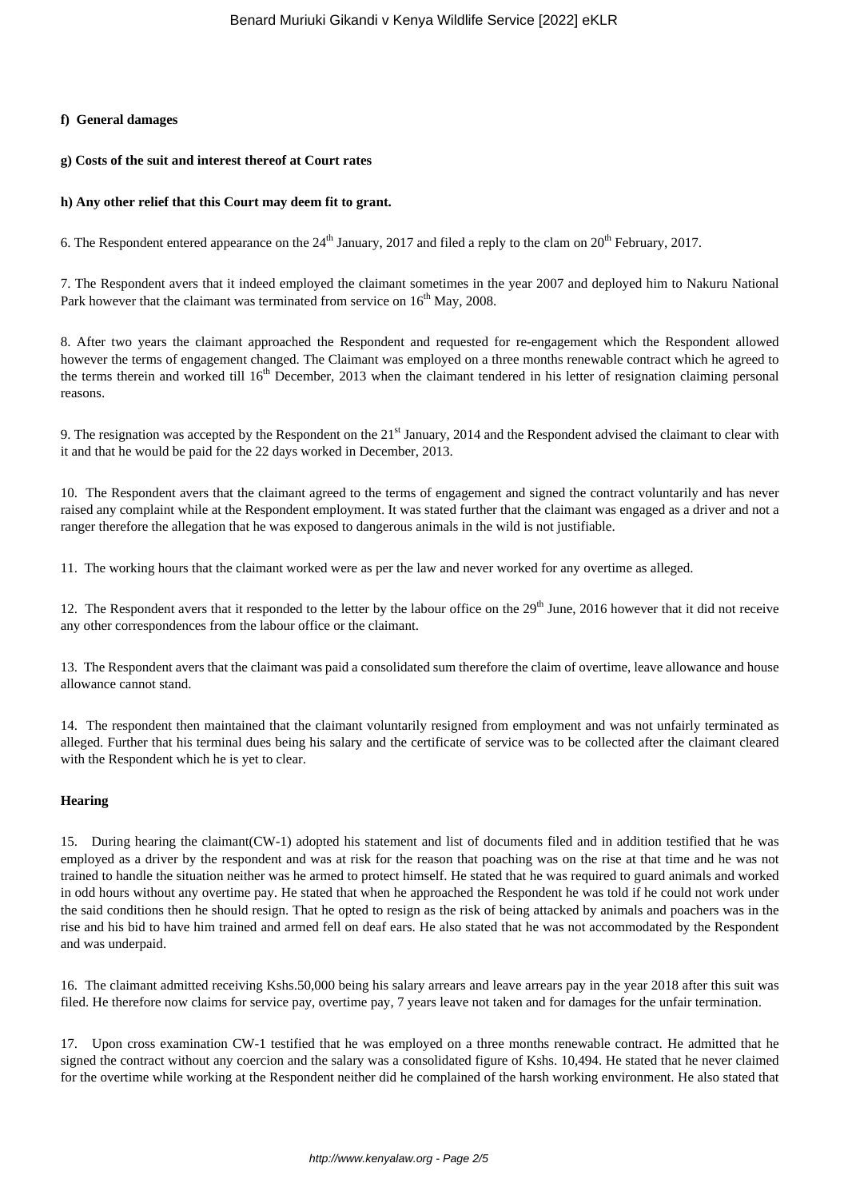**f) General damages**

**g) Costs of the suit and interest thereof at Court rates**

**h) Any other relief that this Court may deem fit to grant.**

6. The Respondent entered appearance on the 24th January, 2017 and filed a reply to the clam on 20th February, 2017.

7. The Respondent avers that it indeed employed the claimant sometimes in the year 2007 and deployed him to Nakuru National Park however that the claimant was terminated from service on 16th May, 2008.

8. After two years the claimant approached the Respondent and requested for re-engagement which the Respondent allowed however the terms of engagement changed. The Claimant was employed on a three months renewable contract which he agreed to the terms therein and worked till 16th December, 2013 when the claimant tendered in his letter of resignation claiming personal reasons.

9. The resignation was accepted by the Respondent on the 21st January, 2014 and the Respondent advised the claimant to clear with it and that he would be paid for the 22 days worked in December, 2013.

10. The Respondent avers that the claimant agreed to the terms of engagement and signed the contract voluntarily and has never raised any complaint while at the Respondent employment. It was stated further that the claimant was engaged as a driver and not a ranger therefore the allegation that he was exposed to dangerous animals in the wild is not justifiable.

11. The working hours that the claimant worked were as per the law and never worked for any overtime as alleged.

12. The Respondent avers that it responded to the letter by the labour office on the 29th June, 2016 however that it did not receive any other correspondences from the labour office or the claimant.

13. The Respondent avers that the claimant was paid a consolidated sum therefore the claim of overtime, leave allowance and house allowance cannot stand.

14. The respondent then maintained that the claimant voluntarily resigned from employment and was not unfairly terminated as alleged. Further that his terminal dues being his salary and the certificate of service was to be collected after the claimant cleared with the Respondent which he is yet to clear.

**Hearing**

15. During hearing the claimant(CW-1) adopted his statement and list of documents filed and in addition testified that he was employed as a driver by the respondent and was at risk for the reason that poaching was on the rise at that time and he was not trained to handle the situation neither was he armed to protect himself. He stated that he was required to guard animals and worked in odd hours without any overtime pay. He stated that when he approached the Respondent he was told if he could not work under the said conditions then he should resign. That he opted to resign as the risk of being attacked by animals and poachers was in the rise and his bid to have him trained and armed fell on deaf ears. He also stated that he was not accommodated by the Respondent and was underpaid.

16. The claimant admitted receiving Kshs.50,000 being his salary arrears and leave arrears pay in the year 2018 after this suit was filed. He therefore now claims for service pay, overtime pay, 7 years leave not taken and for damages for the unfair termination.

17. Upon cross examination CW-1 testified that he was employed on a three months renewable contract. He admitted that he signed the contract without any coercion and the salary was a consolidated figure of Kshs. 10,494. He stated that he never claimed for the overtime while working at the Respondent neither did he complained of the harsh working environment. He also stated that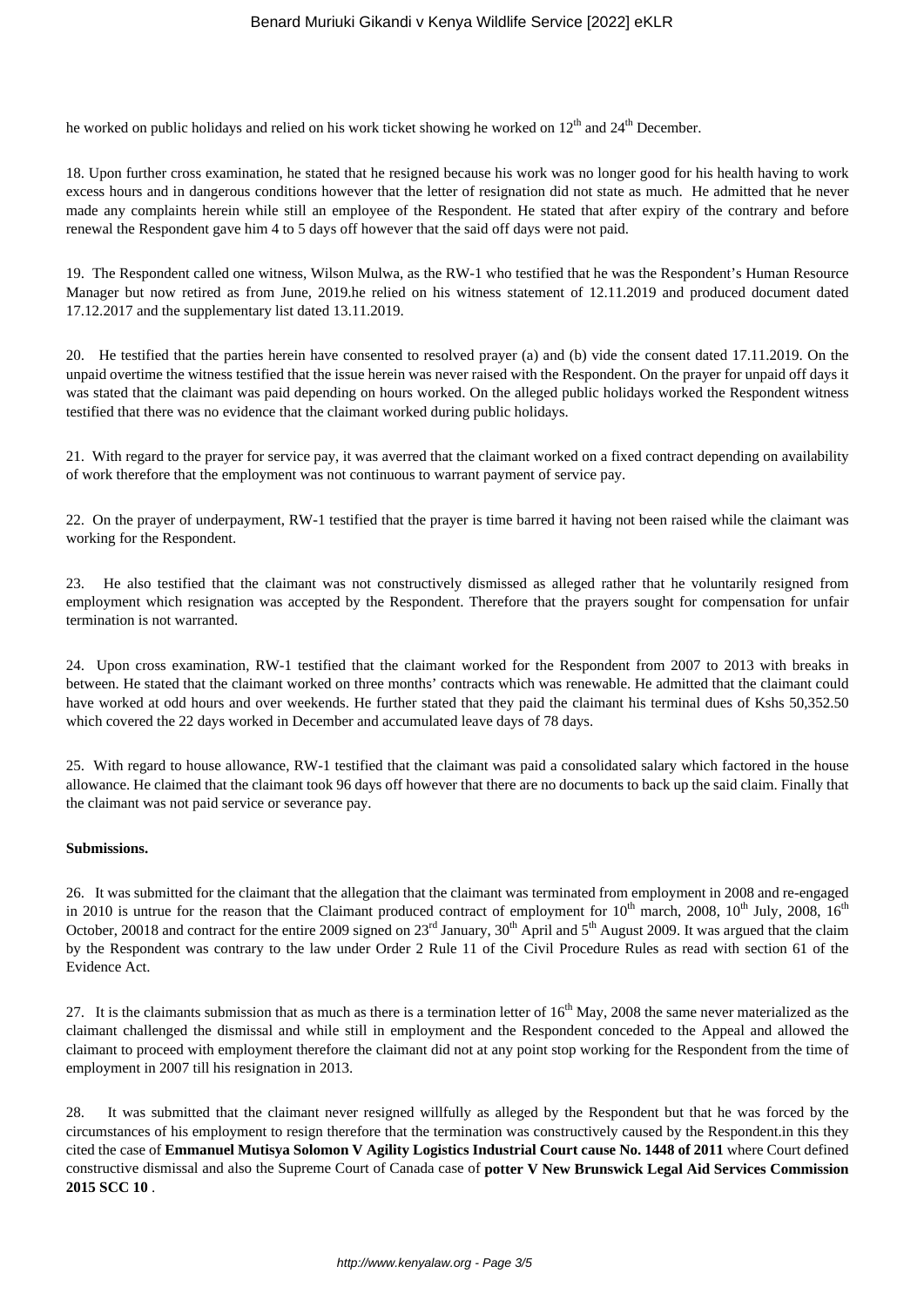he worked on public holidays and relied on his work ticket showing he worked on 12th and 24th December.

18. Upon further cross examination, he stated that he resigned because his work was no longer good for his health having to work excess hours and in dangerous conditions however that the letter of resignation did not state as much. He admitted that he never made any complaints herein while still an employee of the Respondent. He stated that after expiry of the contrary and before renewal the Respondent gave him 4 to 5 days off however that the said off days were not paid.

19. The Respondent called one witness, Wilson Mulwa, as the RW-1 who testified that he was the Respondent's Human Resource Manager but now retired as from June, 2019.he relied on his witness statement of 12.11.2019 and produced document dated 17.12.2017 and the supplementary list dated 13.11.2019.

20. He testified that the parties herein have consented to resolved prayer (a) and (b) vide the consent dated 17.11.2019. On the unpaid overtime the witness testified that the issue herein was never raised with the Respondent. On the prayer for unpaid off days it was stated that the claimant was paid depending on hours worked. On the alleged public holidays worked the Respondent witness testified that there was no evidence that the claimant worked during public holidays.

21. With regard to the prayer for service pay, it was averred that the claimant worked on a fixed contract depending on availability of work therefore that the employment was not continuous to warrant payment of service pay.

22. On the prayer of underpayment, RW-1 testified that the prayer is time barred it having not been raised while the claimant was working for the Respondent.

23. He also testified that the claimant was not constructively dismissed as alleged rather that he voluntarily resigned from employment which resignation was accepted by the Respondent. Therefore that the prayers sought for compensation for unfair termination is not warranted.

24. Upon cross examination, RW-1 testified that the claimant worked for the Respondent from 2007 to 2013 with breaks in between. He stated that the claimant worked on three months' contracts which was renewable. He admitted that the claimant could have worked at odd hours and over weekends. He further stated that they paid the claimant his terminal dues of Kshs 50,352.50 which covered the 22 days worked in December and accumulated leave days of 78 days.

25. With regard to house allowance, RW-1 testified that the claimant was paid a consolidated salary which factored in the house allowance. He claimed that the claimant took 96 days off however that there are no documents to back up the said claim. Finally that the claimant was not paid service or severance pay.

**Submissions.**

26. It was submitted for the claimant that the allegation that the claimant was terminated from employment in 2008 and re-engaged in 2010 is untrue for the reason that the Claimant produced contract of employment for 10th march, 2008, 10th July, 2008, 16th October, 20018 and contract for the entire 2009 signed on 23rd January, 30th April and 5th August 2009. It was argued that the claim by the Respondent was contrary to the law under Order 2 Rule 11 of the Civil Procedure Rules as read with section 61 of the Evidence Act.

27. It is the claimants submission that as much as there is a termination letter of 16th May, 2008 the same never materialized as the claimant challenged the dismissal and while still in employment and the Respondent conceded to the Appeal and allowed the claimant to proceed with employment therefore the claimant did not at any point stop working for the Respondent from the time of employment in 2007 till his resignation in 2013.

28. It was submitted that the claimant never resigned willfully as alleged by the Respondent but that he was forced by the circumstances of his employment to resign therefore that the termination was constructively caused by the Respondent.in this they cited the case of **Emmanuel Mutisya Solomon V Agility Logistics Industrial Court cause No. 1448 of 2011** where Court defined constructive dismissal and also the Supreme Court of Canada case of **potter V New Brunswick Legal Aid Services Commission 2015 SCC 10** .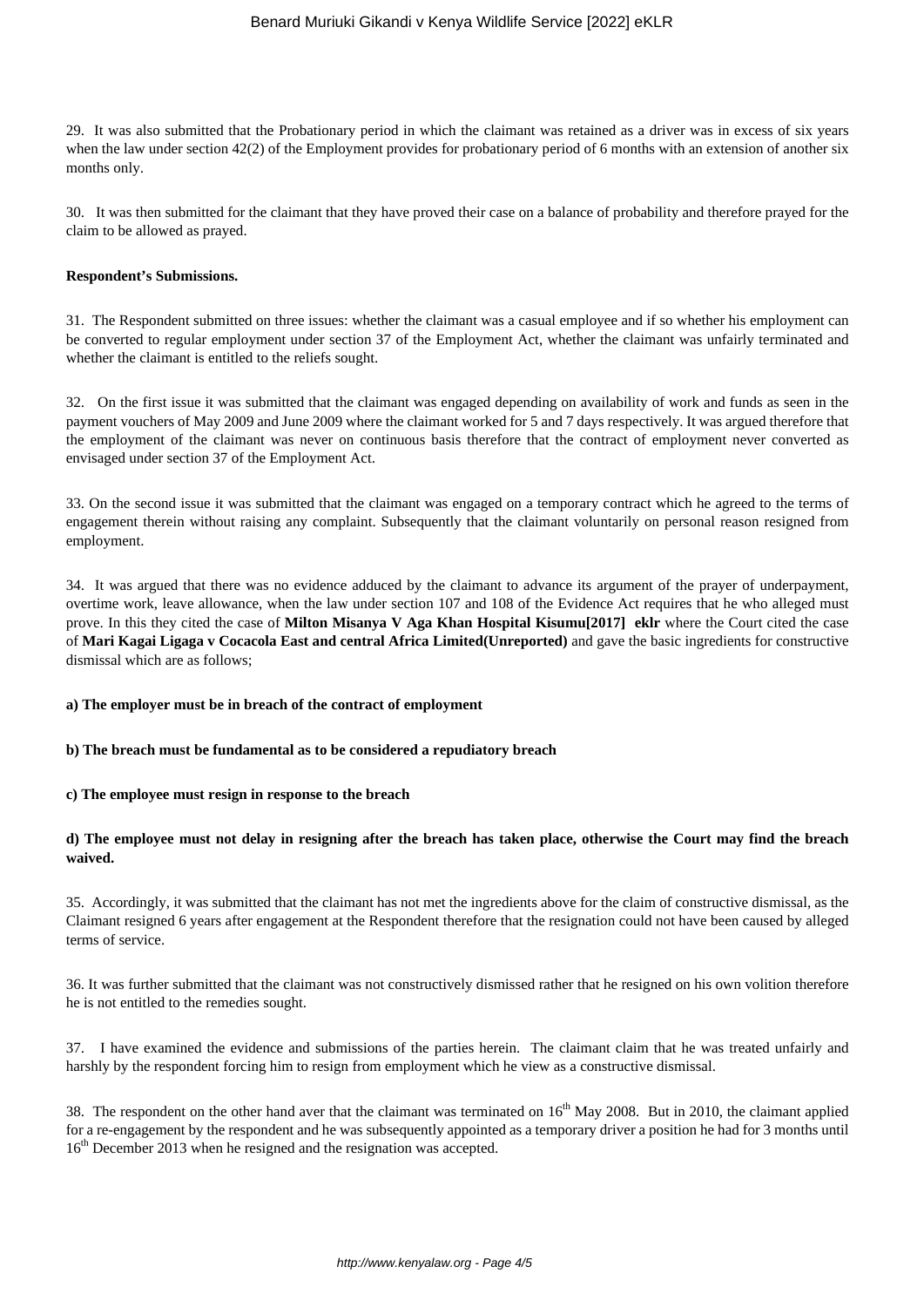29. It was also submitted that the Probationary period in which the claimant was retained as a driver was in excess of six years when the law under section 42(2) of the Employment provides for probationary period of 6 months with an extension of another six months only.

30. It was then submitted for the claimant that they have proved their case on a balance of probability and therefore prayed for the claim to be allowed as prayed.

**Respondent's Submissions.**

31. The Respondent submitted on three issues: whether the claimant was a casual employee and if so whether his employment can be converted to regular employment under section 37 of the Employment Act, whether the claimant was unfairly terminated and whether the claimant is entitled to the reliefs sought.

32. On the first issue it was submitted that the claimant was engaged depending on availability of work and funds as seen in the payment vouchers of May 2009 and June 2009 where the claimant worked for 5 and 7 days respectively. It was argued therefore that the employment of the claimant was never on continuous basis therefore that the contract of employment never converted as envisaged under section 37 of the Employment Act.

33. On the second issue it was submitted that the claimant was engaged on a temporary contract which he agreed to the terms of engagement therein without raising any complaint. Subsequently that the claimant voluntarily on personal reason resigned from employment.

34. It was argued that there was no evidence adduced by the claimant to advance its argument of the prayer of underpayment, overtime work, leave allowance, when the law under section 107 and 108 of the Evidence Act requires that he who alleged must prove. In this they cited the case of **Milton Misanya V Aga Khan Hospital Kisumu[2017] eklr** where the Court cited the case of **Mari Kagai Ligaga v Cocacola East and central Africa Limited(Unreported)** and gave the basic ingredients for constructive dismissal which are as follows;

**a) The employer must be in breach of the contract of employment**

**b) The breach must be fundamental as to be considered a repudiatory breach**

**c) The employee must resign in response to the breach**

**d) The employee must not delay in resigning after the breach has taken place, otherwise the Court may find the breach waived.**

35. Accordingly, it was submitted that the claimant has not met the ingredients above for the claim of constructive dismissal, as the Claimant resigned 6 years after engagement at the Respondent therefore that the resignation could not have been caused by alleged terms of service.

36. It was further submitted that the claimant was not constructively dismissed rather that he resigned on his own volition therefore he is not entitled to the remedies sought.

37. I have examined the evidence and submissions of the parties herein. The claimant claim that he was treated unfairly and harshly by the respondent forcing him to resign from employment which he view as a constructive dismissal.

38. The respondent on the other hand aver that the claimant was terminated on 16th May 2008. But in 2010, the claimant applied for a re-engagement by the respondent and he was subsequently appointed as a temporary driver a position he had for 3 months until 16th December 2013 when he resigned and the resignation was accepted.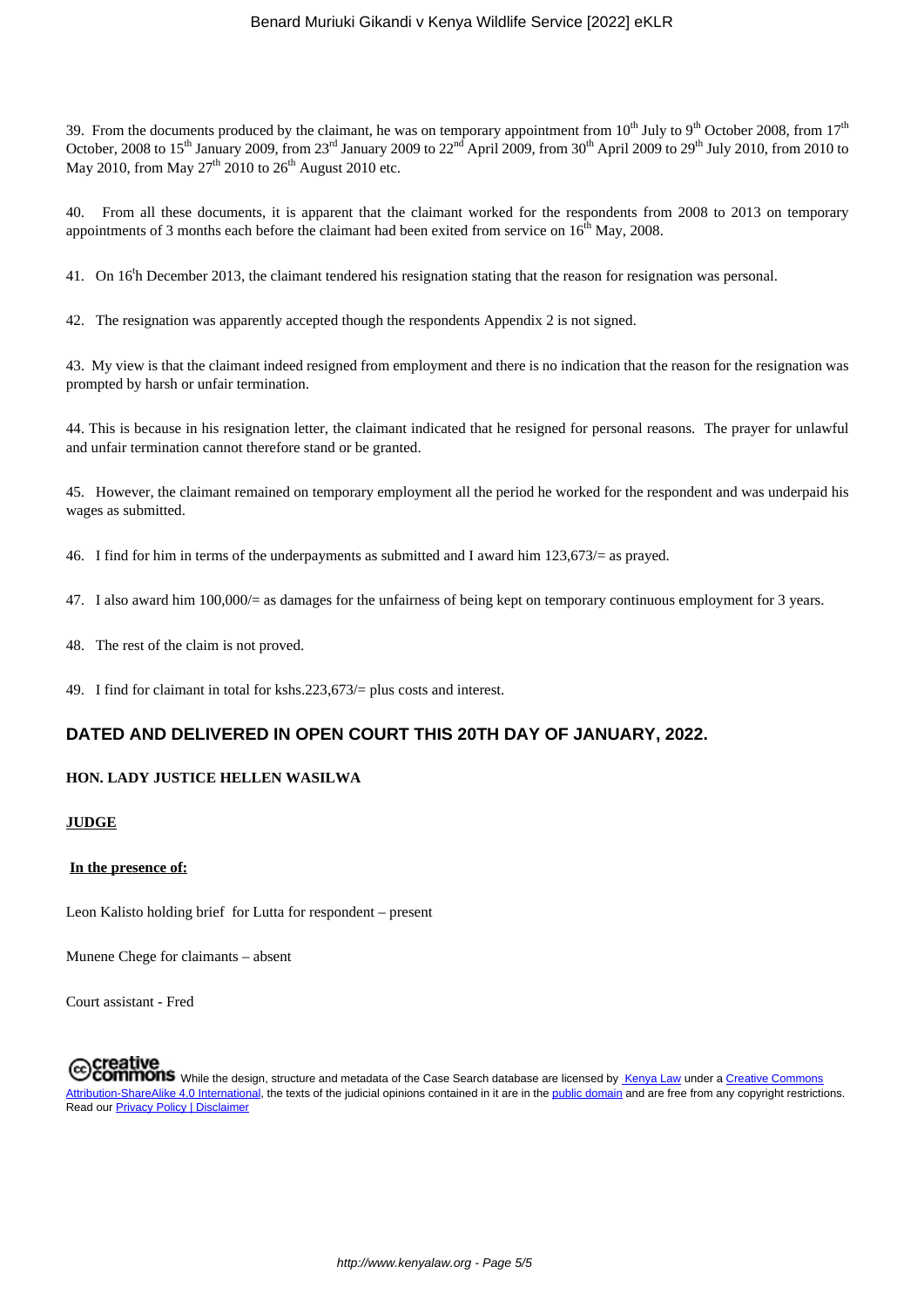39. From the documents produced by the claimant, he was on temporary appointment from 10th July to 9th October 2008, from 17th October, 2008 to 15th January 2009, from 23rd January 2009 to 22nd April 2009, from 30th April 2009 to 29th July 2010, from 2010 to May 2010, from May 27th 2010 to 26th August 2010 etc.

40. From all these documents, it is apparent that the claimant worked for the respondents from 2008 to 2013 on temporary appointments of 3 months each before the claimant had been exited from service on 16th May, 2008.

41. On 16'h December 2013, the claimant tendered his resignation stating that the reason for resignation was personal.

42. The resignation was apparently accepted though the respondents Appendix 2 is not signed.

43. My view is that the claimant indeed resigned from employment and there is no indication that the reason for the resignation was prompted by harsh or unfair termination.

44. This is because in his resignation letter, the claimant indicated that he resigned for personal reasons. The prayer for unlawful and unfair termination cannot therefore stand or be granted.

45. However, the claimant remained on temporary employment all the period he worked for the respondent and was underpaid his wages as submitted.

46. I find for him in terms of the underpayments as submitted and I award him 123,673/= as prayed.

47. I also award him 100,000/= as damages for the unfairness of being kept on temporary continuous employment for 3 years.

48. The rest of the claim is not proved.

49. I find for claimant in total for kshs.223,673/= plus costs and interest.

## DATED AND DELIVERED IN OPEN COURT THIS 20TH DAY OF JANUARY, 2022.

**HON. LADY JUSTICE HELLEN WASILWA**

**JUDGE**

**In the presence of:**

Leon Kalisto holding brief for Lutta for respondent – present

Munene Chege for claimants – absent

Court assistant - Fred

While the design, structure and metadata of the Case Search database are licensed by Kenya Law under a Creative Commons Attribution-ShareAlike 4.0 International, the texts of the judicial opinions contained in it are in the public domain and are free from any copyright restrictions. Read our Privacy Policy | Disclaimer